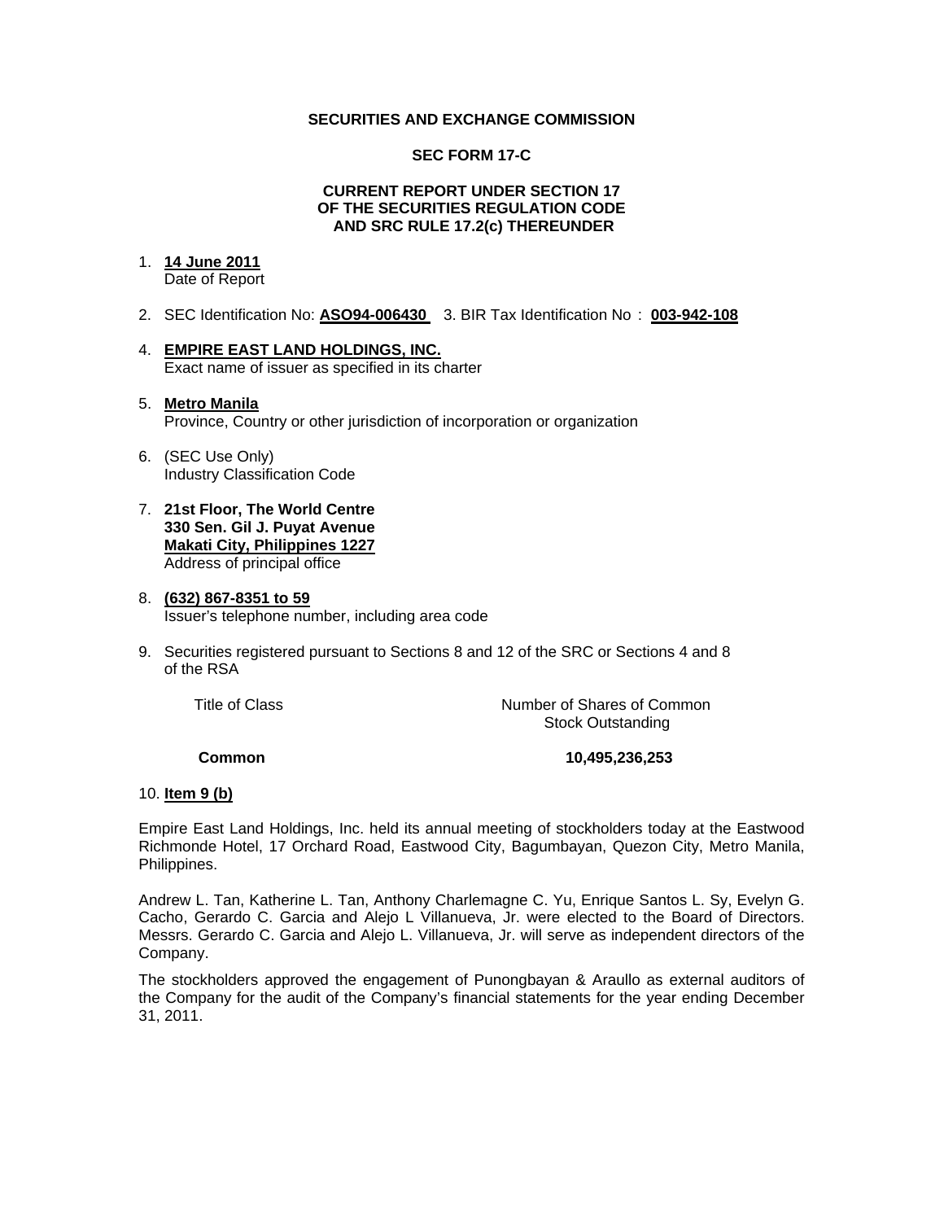**SECURITIES AND EXCHANGE COMMISSION**

**SEC FORM 17-C**

**CURRENT REPORT UNDER SECTION 17 OF THE SECURITIES REGULATION CODE AND SRC RULE 17.2(c) THEREUNDER**

1. **14 June 2011**
   Date of Report

2. SEC Identification No: **ASO94-006430** 3. BIR Tax Identification No : **003-942-108**

4. **EMPIRE EAST LAND HOLDINGS, INC.**
   Exact name of issuer as specified in its charter

5. **Metro Manila**
   Province, Country or other jurisdiction of incorporation or organization

6. (SEC Use Only)
   Industry Classification Code

7. **21st Floor, The World Centre**
   **330 Sen. Gil J. Puyat Avenue**
   **Makati City, Philippines 1227**
   Address of principal office

8. **(632) 867-8351 to 59**
   Issuer's telephone number, including area code

9. Securities registered pursuant to Sections 8 and 12 of the SRC or Sections 4 and 8 of the RSA

| Title of Class | Number of Shares of Common Stock Outstanding |
| --- | --- |
| **Common** | **10,495,236,253** |

10. **Item 9 (b)**

Empire East Land Holdings, Inc. held its annual meeting of stockholders today at the Eastwood Richmonde Hotel, 17 Orchard Road, Eastwood City, Bagumbayan, Quezon City, Metro Manila, Philippines.

Andrew L. Tan, Katherine L. Tan, Anthony Charlemagne C. Yu, Enrique Santos L. Sy, Evelyn G. Cacho, Gerardo C. Garcia and Alejo L Villanueva, Jr. were elected to the Board of Directors. Messrs. Gerardo C. Garcia and Alejo L. Villanueva, Jr. will serve as independent directors of the Company.

The stockholders approved the engagement of Punongbayan & Araullo as external auditors of the Company for the audit of the Company's financial statements for the year ending December 31, 2011.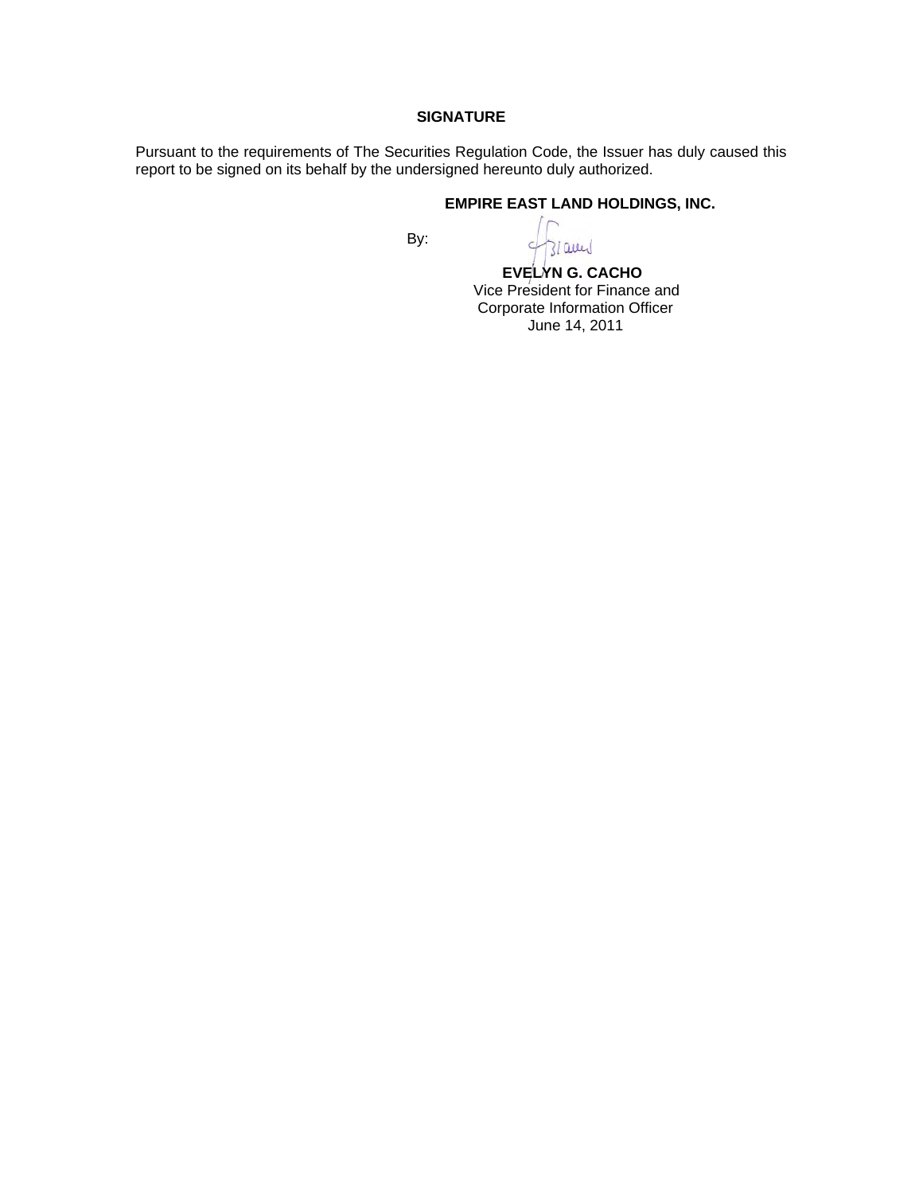## SIGNATURE

Pursuant to the requirements of The Securities Regulation Code, the Issuer has duly caused this report to be signed on its behalf by the undersigned hereunto duly authorized.

**EMPIRE EAST LAND HOLDINGS, INC.**

By:

**EVELYN G. CACHO**
Vice President for Finance and
Corporate Information Officer
June 14, 2011